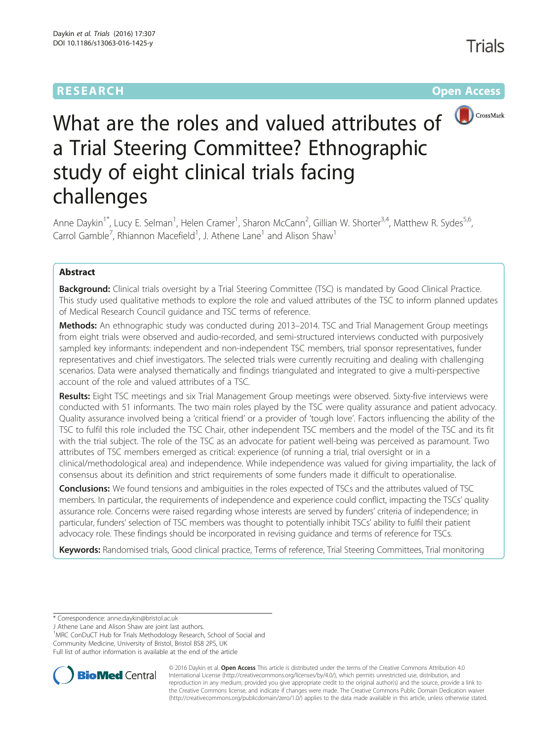RESEARCH

Open Access

# What are the roles and valued attributes of a Trial Steering Committee? Ethnographic study of eight clinical trials facing challenges

Anne Daykin[1*], Lucy E. Selman[1], Helen Cramer[1], Sharon McCann[2], Gillian W. Shorter[3,4], Matthew R. Sydes[5,6], Carrol Gamble[7], Rhiannon Macefield[1], J. Athene Lane[1] and Alison Shaw[1]

## Abstract

**Background:** Clinical trials oversight by a Trial Steering Committee (TSC) is mandated by Good Clinical Practice. This study used qualitative methods to explore the role and valued attributes of the TSC to inform planned updates of Medical Research Council guidance and TSC terms of reference.

**Methods:** An ethnographic study was conducted during 2013–2014. TSC and Trial Management Group meetings from eight trials were observed and audio-recorded, and semi-structured interviews conducted with purposively sampled key informants: independent and non-independent TSC members, trial sponsor representatives, funder representatives and chief investigators. The selected trials were currently recruiting and dealing with challenging scenarios. Data were analysed thematically and findings triangulated and integrated to give a multi-perspective account of the role and valued attributes of a TSC.

**Results:** Eight TSC meetings and six Trial Management Group meetings were observed. Sixty-five interviews were conducted with 51 informants. The two main roles played by the TSC were quality assurance and patient advocacy. Quality assurance involved being a 'critical friend' or a provider of 'tough love'. Factors influencing the ability of the TSC to fulfil this role included the TSC Chair, other independent TSC members and the model of the TSC and its fit with the trial subject. The role of the TSC as an advocate for patient well-being was perceived as paramount. Two attributes of TSC members emerged as critical: experience (of running a trial, trial oversight or in a clinical/methodological area) and independence. While independence was valued for giving impartiality, the lack of consensus about its definition and strict requirements of some funders made it difficult to operationalise.

**Conclusions:** We found tensions and ambiguities in the roles expected of TSCs and the attributes valued of TSC members. In particular, the requirements of independence and experience could conflict, impacting the TSCs' quality assurance role. Concerns were raised regarding whose interests are served by funders' criteria of independence; in particular, funders' selection of TSC members was thought to potentially inhibit TSCs' ability to fulfil their patient advocacy role. These findings should be incorporated in revising guidance and terms of reference for TSCs.

**Keywords:** Randomised trials, Good clinical practice, Terms of reference, Trial Steering Committees, Trial monitoring

---

* Correspondence: anne.daykin@bristol.ac.uk

J Athene Lane and Alison Shaw are joint last authors.

[1]MRC ConDuCT Hub for Trials Methodology Research, School of Social and Community Medicine, University of Bristol, Bristol BS8 2PS, UK

Full list of author information is available at the end of the article

© 2016 Daykin et al. **Open Access** This article is distributed under the terms of the Creative Commons Attribution 4.0 International License (http://creativecommons.org/licenses/by/4.0/), which permits unrestricted use, distribution, and reproduction in any medium, provided you give appropriate credit to the original author(s) and the source, provide a link to the Creative Commons license, and indicate if changes were made. The Creative Commons Public Domain Dedication waiver (http://creativecommons.org/publicdomain/zero/1.0/) applies to the data made available in this article, unless otherwise stated.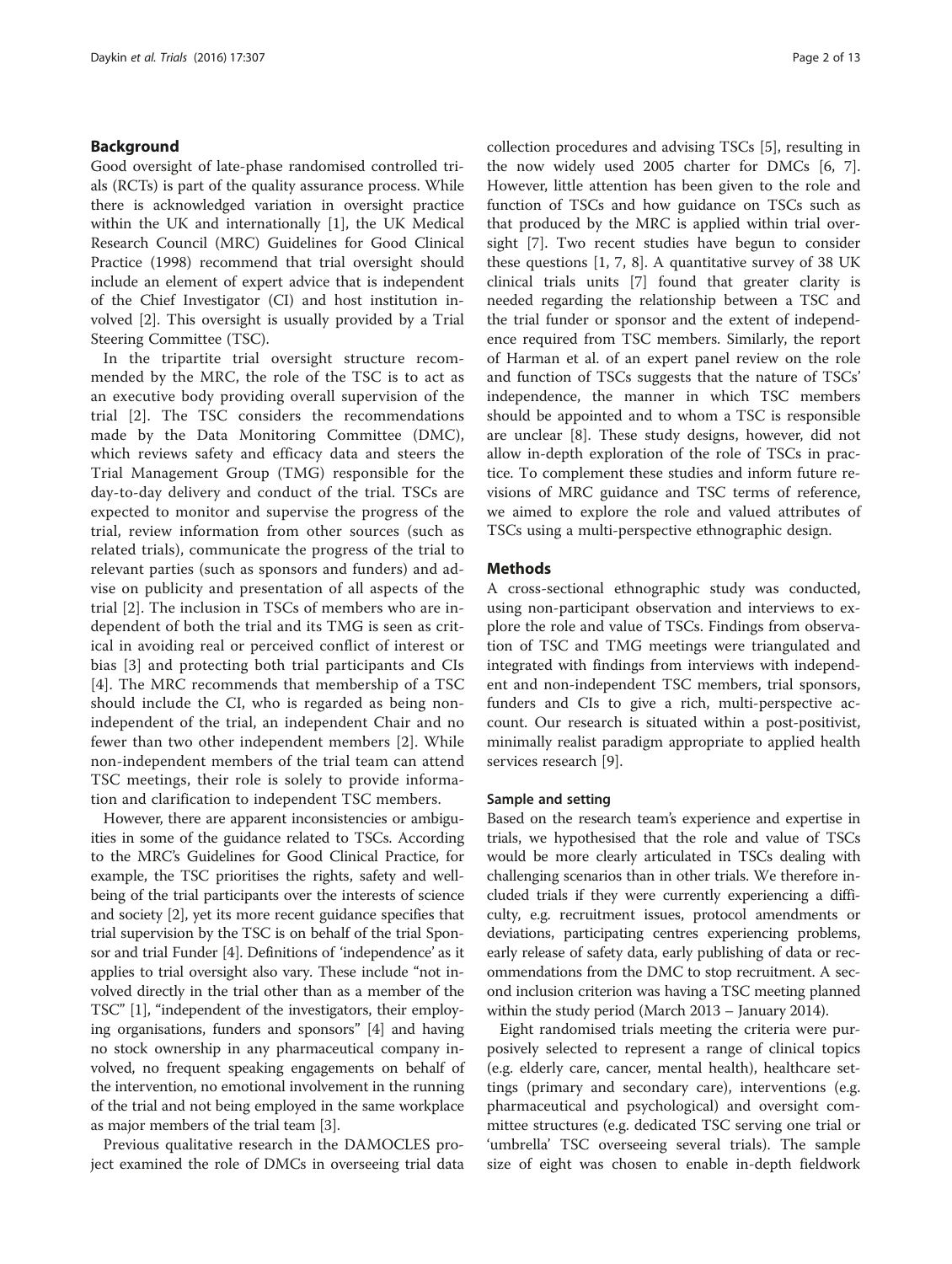## Background

Good oversight of late-phase randomised controlled trials (RCTs) is part of the quality assurance process. While there is acknowledged variation in oversight practice within the UK and internationally [1], the UK Medical Research Council (MRC) Guidelines for Good Clinical Practice (1998) recommend that trial oversight should include an element of expert advice that is independent of the Chief Investigator (CI) and host institution involved [2]. This oversight is usually provided by a Trial Steering Committee (TSC).

In the tripartite trial oversight structure recommended by the MRC, the role of the TSC is to act as an executive body providing overall supervision of the trial [2]. The TSC considers the recommendations made by the Data Monitoring Committee (DMC), which reviews safety and efficacy data and steers the Trial Management Group (TMG) responsible for the day-to-day delivery and conduct of the trial. TSCs are expected to monitor and supervise the progress of the trial, review information from other sources (such as related trials), communicate the progress of the trial to relevant parties (such as sponsors and funders) and advise on publicity and presentation of all aspects of the trial [2]. The inclusion in TSCs of members who are independent of both the trial and its TMG is seen as critical in avoiding real or perceived conflict of interest or bias [3] and protecting both trial participants and CIs [4]. The MRC recommends that membership of a TSC should include the CI, who is regarded as being non-independent of the trial, an independent Chair and no fewer than two other independent members [2]. While non-independent members of the trial team can attend TSC meetings, their role is solely to provide information and clarification to independent TSC members.

However, there are apparent inconsistencies or ambiguities in some of the guidance related to TSCs. According to the MRC's Guidelines for Good Clinical Practice, for example, the TSC prioritises the rights, safety and wellbeing of the trial participants over the interests of science and society [2], yet its more recent guidance specifies that trial supervision by the TSC is on behalf of the trial Sponsor and trial Funder [4]. Definitions of 'independence' as it applies to trial oversight also vary. These include "not involved directly in the trial other than as a member of the TSC" [1], "independent of the investigators, their employing organisations, funders and sponsors" [4] and having no stock ownership in any pharmaceutical company involved, no frequent speaking engagements on behalf of the intervention, no emotional involvement in the running of the trial and not being employed in the same workplace as major members of the trial team [3].

Previous qualitative research in the DAMOCLES project examined the role of DMCs in overseeing trial data collection procedures and advising TSCs [5], resulting in the now widely used 2005 charter for DMCs [6, 7]. However, little attention has been given to the role and function of TSCs and how guidance on TSCs such as that produced by the MRC is applied within trial oversight [7]. Two recent studies have begun to consider these questions [1, 7, 8]. A quantitative survey of 38 UK clinical trials units [7] found that greater clarity is needed regarding the relationship between a TSC and the trial funder or sponsor and the extent of independence required from TSC members. Similarly, the report of Harman et al. of an expert panel review on the role and function of TSCs suggests that the nature of TSCs' independence, the manner in which TSC members should be appointed and to whom a TSC is responsible are unclear [8]. These study designs, however, did not allow in-depth exploration of the role of TSCs in practice. To complement these studies and inform future revisions of MRC guidance and TSC terms of reference, we aimed to explore the role and valued attributes of TSCs using a multi-perspective ethnographic design.

## Methods

A cross-sectional ethnographic study was conducted, using non-participant observation and interviews to explore the role and value of TSCs. Findings from observation of TSC and TMG meetings were triangulated and integrated with findings from interviews with independent and non-independent TSC members, trial sponsors, funders and CIs to give a rich, multi-perspective account. Our research is situated within a post-positivist, minimally realist paradigm appropriate to applied health services research [9].

### Sample and setting

Based on the research team's experience and expertise in trials, we hypothesised that the role and value of TSCs would be more clearly articulated in TSCs dealing with challenging scenarios than in other trials. We therefore included trials if they were currently experiencing a difficulty, e.g. recruitment issues, protocol amendments or deviations, participating centres experiencing problems, early release of safety data, early publishing of data or recommendations from the DMC to stop recruitment. A second inclusion criterion was having a TSC meeting planned within the study period (March 2013 – January 2014).

Eight randomised trials meeting the criteria were purposively selected to represent a range of clinical topics (e.g. elderly care, cancer, mental health), healthcare settings (primary and secondary care), interventions (e.g. pharmaceutical and psychological) and oversight committee structures (e.g. dedicated TSC serving one trial or 'umbrella' TSC overseeing several trials). The sample size of eight was chosen to enable in-depth fieldwork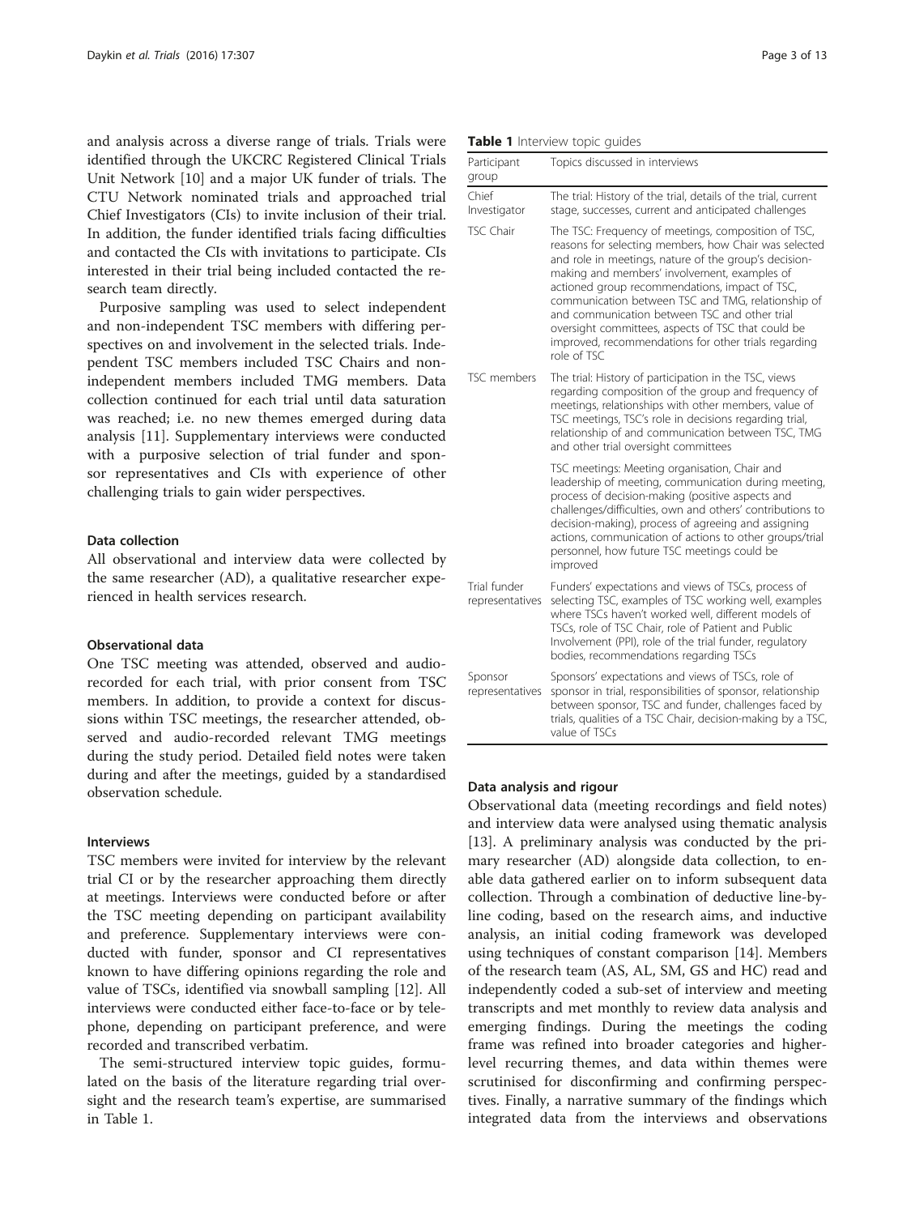and analysis across a diverse range of trials. Trials were identified through the UKCRC Registered Clinical Trials Unit Network [10] and a major UK funder of trials. The CTU Network nominated trials and approached trial Chief Investigators (CIs) to invite inclusion of their trial. In addition, the funder identified trials facing difficulties and contacted the CIs with invitations to participate. CIs interested in their trial being included contacted the research team directly.

Purposive sampling was used to select independent and non-independent TSC members with differing perspectives on and involvement in the selected trials. Independent TSC members included TSC Chairs and non-independent members included TMG members. Data collection continued for each trial until data saturation was reached; i.e. no new themes emerged during data analysis [11]. Supplementary interviews were conducted with a purposive selection of trial funder and sponsor representatives and CIs with experience of other challenging trials to gain wider perspectives.

#### Data collection

All observational and interview data were collected by the same researcher (AD), a qualitative researcher experienced in health services research.

#### Observational data

One TSC meeting was attended, observed and audio-recorded for each trial, with prior consent from TSC members. In addition, to provide a context for discussions within TSC meetings, the researcher attended, observed and audio-recorded relevant TMG meetings during the study period. Detailed field notes were taken during and after the meetings, guided by a standardised observation schedule.

#### Interviews

TSC members were invited for interview by the relevant trial CI or by the researcher approaching them directly at meetings. Interviews were conducted before or after the TSC meeting depending on participant availability and preference. Supplementary interviews were conducted with funder, sponsor and CI representatives known to have differing opinions regarding the role and value of TSCs, identified via snowball sampling [12]. All interviews were conducted either face-to-face or by telephone, depending on participant preference, and were recorded and transcribed verbatim.

The semi-structured interview topic guides, formulated on the basis of the literature regarding trial oversight and the research team's expertise, are summarised in Table 1.

**Table 1** Interview topic guides

| Participant group | Topics discussed in interviews |
|---|---|
| Chief Investigator | The trial: History of the trial, details of the trial, current stage, successes, current and anticipated challenges |
| TSC Chair | The TSC: Frequency of meetings, composition of TSC, reasons for selecting members, how Chair was selected and role in meetings, nature of the group's decision-making and members' involvement, examples of actioned group recommendations, impact of TSC, communication between TSC and TMG, relationship of and communication between TSC and other trial oversight committees, aspects of TSC that could be improved, recommendations for other trials regarding role of TSC |
| TSC members | The trial: History of participation in the TSC, views regarding composition of the group and frequency of meetings, relationships with other members, value of TSC meetings, TSC's role in decisions regarding trial, relationship of and communication between TSC, TMG and other trial oversight committees |
| | TSC meetings: Meeting organisation, Chair and leadership of meeting, communication during meeting, process of decision-making (positive aspects and challenges/difficulties, own and others' contributions to decision-making), process of agreeing and assigning actions, communication of actions to other groups/trial personnel, how future TSC meetings could be improved |
| Trial funder representatives | Funders' expectations and views of TSCs, process of selecting TSC, examples of TSC working well, examples where TSCs haven't worked well, different models of TSCs, role of TSC Chair, role of Patient and Public Involvement (PPI), role of the trial funder, regulatory bodies, recommendations regarding TSCs |
| Sponsor representatives | Sponsors' expectations and views of TSCs, role of sponsor in trial, responsibilities of sponsor, relationship between sponsor, TSC and funder, challenges faced by trials, qualities of a TSC Chair, decision-making by a TSC, value of TSCs |

#### Data analysis and rigour

Observational data (meeting recordings and field notes) and interview data were analysed using thematic analysis [13]. A preliminary analysis was conducted by the primary researcher (AD) alongside data collection, to enable data gathered earlier on to inform subsequent data collection. Through a combination of deductive line-by-line coding, based on the research aims, and inductive analysis, an initial coding framework was developed using techniques of constant comparison [14]. Members of the research team (AS, AL, SM, GS and HC) read and independently coded a sub-set of interview and meeting transcripts and met monthly to review data analysis and emerging findings. During the meetings the coding frame was refined into broader categories and higher-level recurring themes, and data within themes were scrutinised for disconfirming and confirming perspectives. Finally, a narrative summary of the findings which integrated data from the interviews and observations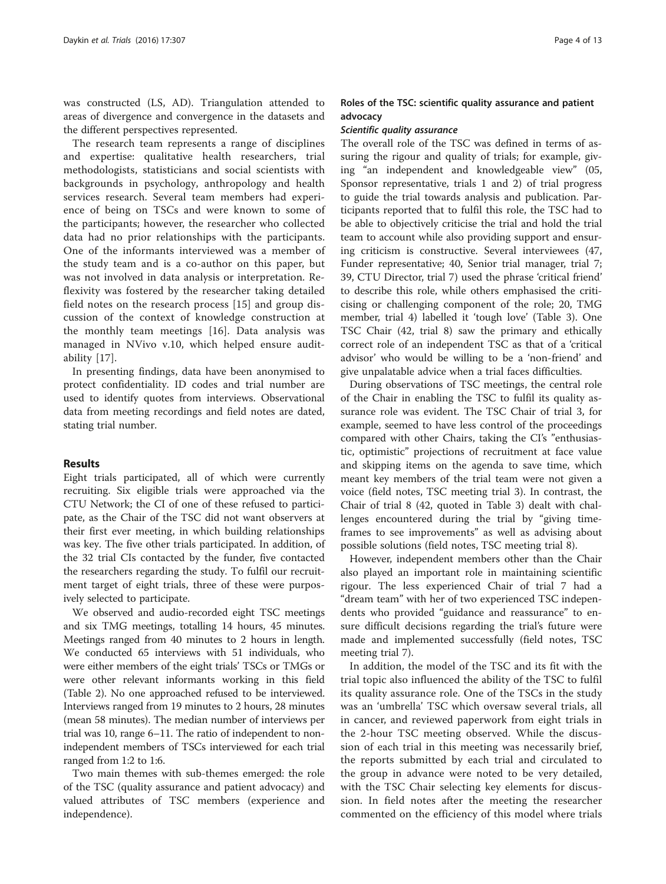was constructed (LS, AD). Triangulation attended to areas of divergence and convergence in the datasets and the different perspectives represented.

The research team represents a range of disciplines and expertise: qualitative health researchers, trial methodologists, statisticians and social scientists with backgrounds in psychology, anthropology and health services research. Several team members had experience of being on TSCs and were known to some of the participants; however, the researcher who collected data had no prior relationships with the participants. One of the informants interviewed was a member of the study team and is a co-author on this paper, but was not involved in data analysis or interpretation. Reflexivity was fostered by the researcher taking detailed field notes on the research process [15] and group discussion of the context of knowledge construction at the monthly team meetings [16]. Data analysis was managed in NVivo v.10, which helped ensure auditability [17].

In presenting findings, data have been anonymised to protect confidentiality. ID codes and trial number are used to identify quotes from interviews. Observational data from meeting recordings and field notes are dated, stating trial number.

## Results

Eight trials participated, all of which were currently recruiting. Six eligible trials were approached via the CTU Network; the CI of one of these refused to participate, as the Chair of the TSC did not want observers at their first ever meeting, in which building relationships was key. The five other trials participated. In addition, of the 32 trial CIs contacted by the funder, five contacted the researchers regarding the study. To fulfil our recruitment target of eight trials, three of these were purposively selected to participate.

We observed and audio-recorded eight TSC meetings and six TMG meetings, totalling 14 hours, 45 minutes. Meetings ranged from 40 minutes to 2 hours in length. We conducted 65 interviews with 51 individuals, who were either members of the eight trials' TSCs or TMGs or were other relevant informants working in this field (Table 2). No one approached refused to be interviewed. Interviews ranged from 19 minutes to 2 hours, 28 minutes (mean 58 minutes). The median number of interviews per trial was 10, range 6–11. The ratio of independent to non-independent members of TSCs interviewed for each trial ranged from 1:2 to 1:6.

Two main themes with sub-themes emerged: the role of the TSC (quality assurance and patient advocacy) and valued attributes of TSC members (experience and independence).

### Roles of the TSC: scientific quality assurance and patient advocacy

#### *Scientific quality assurance*

The overall role of the TSC was defined in terms of assuring the rigour and quality of trials; for example, giving "an independent and knowledgeable view" (05, Sponsor representative, trials 1 and 2) of trial progress to guide the trial towards analysis and publication. Participants reported that to fulfil this role, the TSC had to be able to objectively criticise the trial and hold the trial team to account while also providing support and ensuring criticism is constructive. Several interviewees (47, Funder representative; 40, Senior trial manager, trial 7; 39, CTU Director, trial 7) used the phrase 'critical friend' to describe this role, while others emphasised the criticising or challenging component of the role; 20, TMG member, trial 4) labelled it 'tough love' (Table 3). One TSC Chair (42, trial 8) saw the primary and ethically correct role of an independent TSC as that of a 'critical advisor' who would be willing to be a 'non-friend' and give unpalatable advice when a trial faces difficulties.

During observations of TSC meetings, the central role of the Chair in enabling the TSC to fulfil its quality assurance role was evident. The TSC Chair of trial 3, for example, seemed to have less control of the proceedings compared with other Chairs, taking the CI's "enthusiastic, optimistic" projections of recruitment at face value and skipping items on the agenda to save time, which meant key members of the trial team were not given a voice (field notes, TSC meeting trial 3). In contrast, the Chair of trial 8 (42, quoted in Table 3) dealt with challenges encountered during the trial by "giving timeframes to see improvements" as well as advising about possible solutions (field notes, TSC meeting trial 8).

However, independent members other than the Chair also played an important role in maintaining scientific rigour. The less experienced Chair of trial 7 had a "dream team" with her of two experienced TSC independents who provided "guidance and reassurance" to ensure difficult decisions regarding the trial's future were made and implemented successfully (field notes, TSC meeting trial 7).

In addition, the model of the TSC and its fit with the trial topic also influenced the ability of the TSC to fulfil its quality assurance role. One of the TSCs in the study was an 'umbrella' TSC which oversaw several trials, all in cancer, and reviewed paperwork from eight trials in the 2-hour TSC meeting observed. While the discussion of each trial in this meeting was necessarily brief, the reports submitted by each trial and circulated to the group in advance were noted to be very detailed, with the TSC Chair selecting key elements for discussion. In field notes after the meeting the researcher commented on the efficiency of this model where trials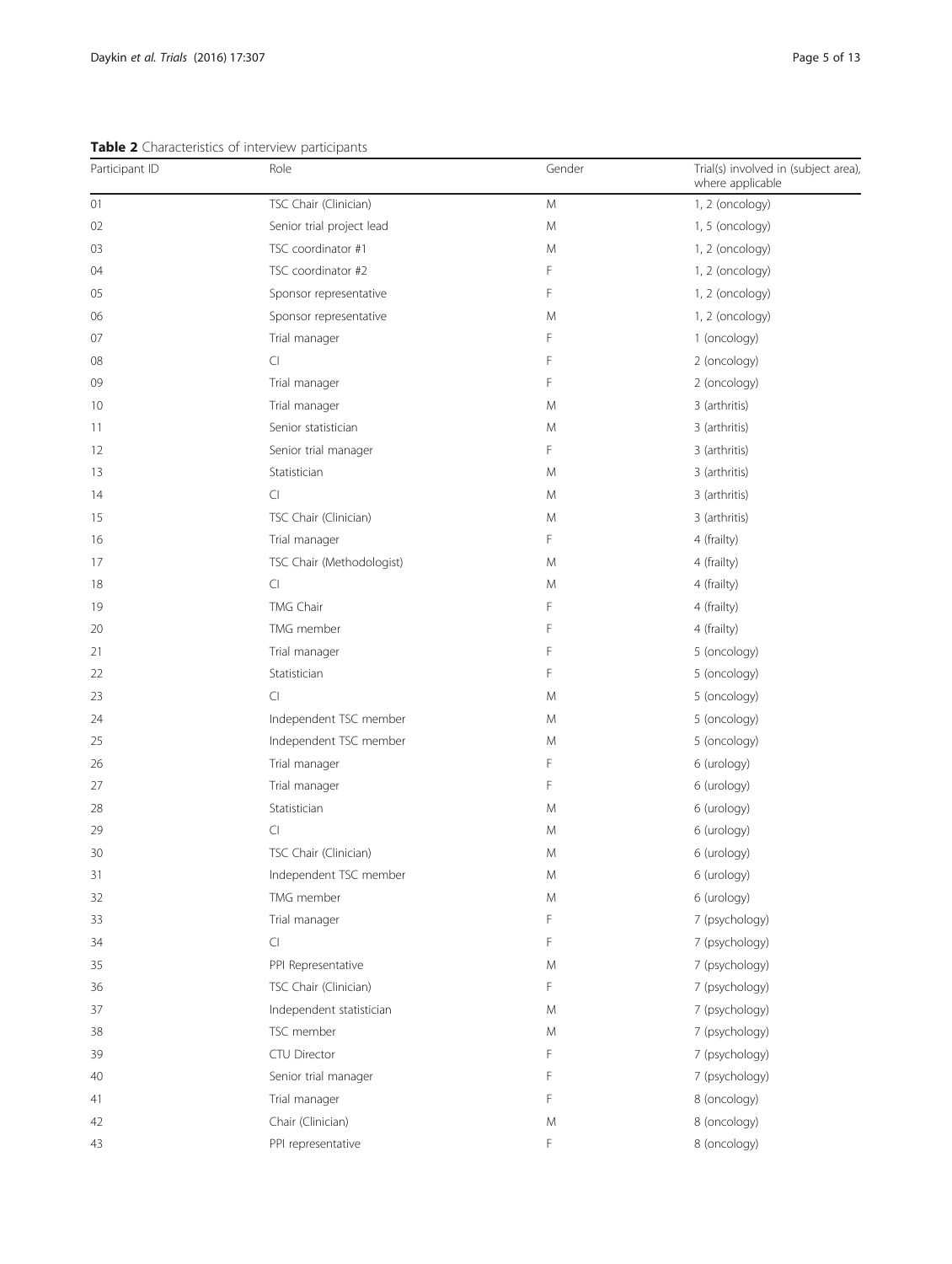**Table 2** Characteristics of interview participants

| Participant ID | Role | Gender | Trial(s) involved in (subject area), where applicable |
|---|---|---|---|
| 01 | TSC Chair (Clinician) | M | 1, 2 (oncology) |
| 02 | Senior trial project lead | M | 1, 5 (oncology) |
| 03 | TSC coordinator #1 | M | 1, 2 (oncology) |
| 04 | TSC coordinator #2 | F | 1, 2 (oncology) |
| 05 | Sponsor representative | F | 1, 2 (oncology) |
| 06 | Sponsor representative | M | 1, 2 (oncology) |
| 07 | Trial manager | F | 1 (oncology) |
| 08 | CI | F | 2 (oncology) |
| 09 | Trial manager | F | 2 (oncology) |
| 10 | Trial manager | M | 3 (arthritis) |
| 11 | Senior statistician | M | 3 (arthritis) |
| 12 | Senior trial manager | F | 3 (arthritis) |
| 13 | Statistician | M | 3 (arthritis) |
| 14 | CI | M | 3 (arthritis) |
| 15 | TSC Chair (Clinician) | M | 3 (arthritis) |
| 16 | Trial manager | F | 4 (frailty) |
| 17 | TSC Chair (Methodologist) | M | 4 (frailty) |
| 18 | CI | M | 4 (frailty) |
| 19 | TMG Chair | F | 4 (frailty) |
| 20 | TMG member | F | 4 (frailty) |
| 21 | Trial manager | F | 5 (oncology) |
| 22 | Statistician | F | 5 (oncology) |
| 23 | CI | M | 5 (oncology) |
| 24 | Independent TSC member | M | 5 (oncology) |
| 25 | Independent TSC member | M | 5 (oncology) |
| 26 | Trial manager | F | 6 (urology) |
| 27 | Trial manager | F | 6 (urology) |
| 28 | Statistician | M | 6 (urology) |
| 29 | CI | M | 6 (urology) |
| 30 | TSC Chair (Clinician) | M | 6 (urology) |
| 31 | Independent TSC member | M | 6 (urology) |
| 32 | TMG member | M | 6 (urology) |
| 33 | Trial manager | F | 7 (psychology) |
| 34 | CI | F | 7 (psychology) |
| 35 | PPI Representative | M | 7 (psychology) |
| 36 | TSC Chair (Clinician) | F | 7 (psychology) |
| 37 | Independent statistician | M | 7 (psychology) |
| 38 | TSC member | M | 7 (psychology) |
| 39 | CTU Director | F | 7 (psychology) |
| 40 | Senior trial manager | F | 7 (psychology) |
| 41 | Trial manager | F | 8 (oncology) |
| 42 | Chair (Clinician) | M | 8 (oncology) |
| 43 | PPI representative | F | 8 (oncology) |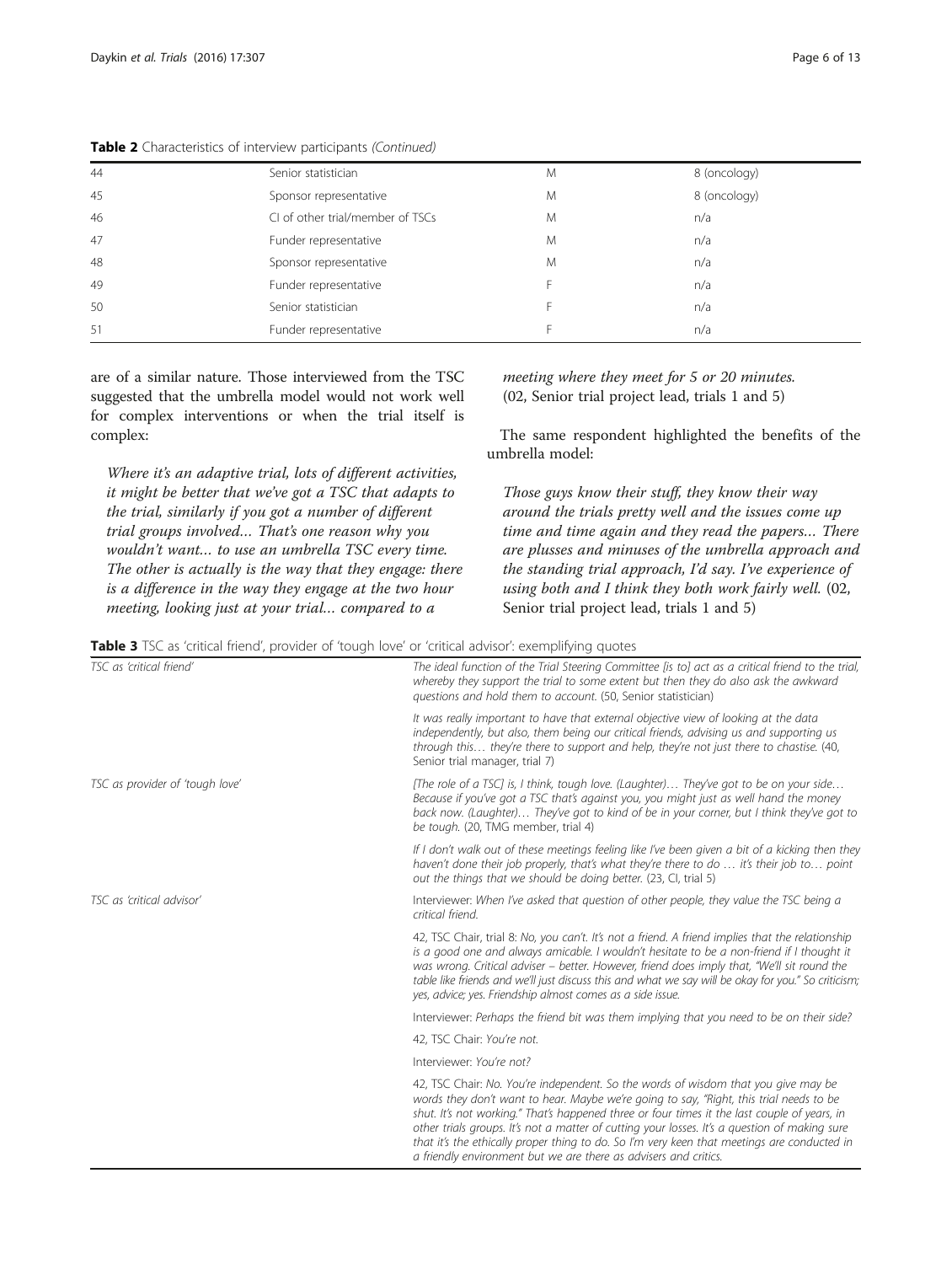**Table 2** Characteristics of interview participants *(Continued)*

| | | | |
|---|---|---|---|
| 44 | Senior statistician | M | 8 (oncology) |
| 45 | Sponsor representative | M | 8 (oncology) |
| 46 | CI of other trial/member of TSCs | M | n/a |
| 47 | Funder representative | M | n/a |
| 48 | Sponsor representative | M | n/a |
| 49 | Funder representative | F | n/a |
| 50 | Senior statistician | F | n/a |
| 51 | Funder representative | F | n/a |

are of a similar nature. Those interviewed from the TSC suggested that the umbrella model would not work well for complex interventions or when the trial itself is complex:

> *Where it's an adaptive trial, lots of different activities, it might be better that we've got a TSC that adapts to the trial, similarly if you got a number of different trial groups involved… That's one reason why you wouldn't want… to use an umbrella TSC every time. The other is actually is the way that they engage: there is a difference in the way they engage at the two hour meeting, looking just at your trial… compared to a meeting where they meet for 5 or 20 minutes.* (02, Senior trial project lead, trials 1 and 5)

The same respondent highlighted the benefits of the umbrella model:

> *Those guys know their stuff, they know their way around the trials pretty well and the issues come up time and time again and they read the papers… There are plusses and minuses of the umbrella approach and the standing trial approach, I'd say. I've experience of using both and I think they both work fairly well.* (02, Senior trial project lead, trials 1 and 5)

**Table 3** TSC as 'critical friend', provider of 'tough love' or 'critical advisor': exemplifying quotes

| | |
|---|---|
| *TSC as 'critical friend'* | *The ideal function of the Trial Steering Committee [is to] act as a critical friend to the trial, whereby they support the trial to some extent but then they do also ask the awkward questions and hold them to account.* (50, Senior statistician) |
| | *It was really important to have that external objective view of looking at the data independently, but also, them being our critical friends, advising us and supporting us through this… they're there to support and help, they're not just there to chastise.* (40, Senior trial manager, trial 7) |
| *TSC as provider of 'tough love'* | *[The role of a TSC] is, I think, tough love. (Laughter)… They've got to be on your side… Because if you've got a TSC that's against you, you might just as well hand the money back now. (Laughter)… They've got to kind of be in your corner, but I think they've got to be tough.* (20, TMG member, trial 4) |
| | *If I don't walk out of these meetings feeling like I've been given a bit of a kicking then they haven't done their job properly, that's what they're there to do … it's their job to… point out the things that we should be doing better.* (23, CI, trial 5) |
| *TSC as 'critical advisor'* | Interviewer: *When I've asked that question of other people, they value the TSC being a critical friend.* |
| | 42, TSC Chair, trial 8: *No, you can't. It's not a friend. A friend implies that the relationship is a good one and always amicable. I wouldn't hesitate to be a non-friend if I thought it was wrong. Critical adviser – better. However, friend does imply that, "We'll sit round the table like friends and we'll just discuss this and what we say will be okay for you." So criticism; yes, advice; yes. Friendship almost comes as a side issue.* |
| | Interviewer: *Perhaps the friend bit was them implying that you need to be on their side?* |
| | 42, TSC Chair: *You're not.* |
| | Interviewer: *You're not?* |
| | 42, TSC Chair: *No. You're independent. So the words of wisdom that you give may be words they don't want to hear. Maybe we're going to say, "Right, this trial needs to be shut. It's not working." That's happened three or four times it the last couple of years, in other trials groups. It's not a matter of cutting your losses. It's a question of making sure that it's the ethically proper thing to do. So I'm very keen that meetings are conducted in a friendly environment but we are there as advisers and critics.* |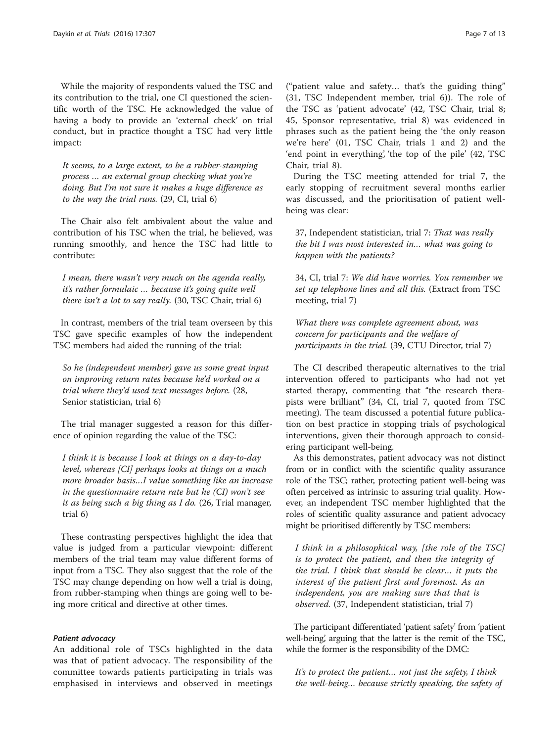While the majority of respondents valued the TSC and its contribution to the trial, one CI questioned the scientific worth of the TSC. He acknowledged the value of having a body to provide an 'external check' on trial conduct, but in practice thought a TSC had very little impact:

> *It seems, to a large extent, to be a rubber-stamping process … an external group checking what you're doing. But I'm not sure it makes a huge difference as to the way the trial runs.* (29, CI, trial 6)

The Chair also felt ambivalent about the value and contribution of his TSC when the trial, he believed, was running smoothly, and hence the TSC had little to contribute:

> *I mean, there wasn't very much on the agenda really, it's rather formulaic … because it's going quite well there isn't a lot to say really.* (30, TSC Chair, trial 6)

In contrast, members of the trial team overseen by this TSC gave specific examples of how the independent TSC members had aided the running of the trial:

> *So he (independent member) gave us some great input on improving return rates because he'd worked on a trial where they'd used text messages before.* (28, Senior statistician, trial 6)

The trial manager suggested a reason for this difference of opinion regarding the value of the TSC:

> *I think it is because I look at things on a day-to-day level, whereas [CI] perhaps looks at things on a much more broader basis…I value something like an increase in the questionnaire return rate but he (CI) won't see it as being such a big thing as I do.* (26, Trial manager, trial 6)

These contrasting perspectives highlight the idea that value is judged from a particular viewpoint: different members of the trial team may value different forms of input from a TSC. They also suggest that the role of the TSC may change depending on how well a trial is doing, from rubber-stamping when things are going well to being more critical and directive at other times.

#### *Patient advocacy*

An additional role of TSCs highlighted in the data was that of patient advocacy. The responsibility of the committee towards patients participating in trials was emphasised in interviews and observed in meetings ("patient value and safety… that's the guiding thing" (31, TSC Independent member, trial 6)). The role of the TSC as 'patient advocate' (42, TSC Chair, trial 8; 45, Sponsor representative, trial 8) was evidenced in phrases such as the patient being the 'the only reason we're here' (01, TSC Chair, trials 1 and 2) and the 'end point in everything', 'the top of the pile' (42, TSC Chair, trial 8).

During the TSC meeting attended for trial 7, the early stopping of recruitment several months earlier was discussed, and the prioritisation of patient well-being was clear:

> 37, Independent statistician, trial 7: *That was really the bit I was most interested in… what was going to happen with the patients?*
>
> 34, CI, trial 7: *We did have worries. You remember we set up telephone lines and all this.* (Extract from TSC meeting, trial 7)

> *What there was complete agreement about, was concern for participants and the welfare of participants in the trial.* (39, CTU Director, trial 7)

The CI described therapeutic alternatives to the trial intervention offered to participants who had not yet started therapy, commenting that "the research therapists were brilliant" (34, CI, trial 7, quoted from TSC meeting). The team discussed a potential future publication on best practice in stopping trials of psychological interventions, given their thorough approach to considering participant well-being.

As this demonstrates, patient advocacy was not distinct from or in conflict with the scientific quality assurance role of the TSC; rather, protecting patient well-being was often perceived as intrinsic to assuring trial quality. However, an independent TSC member highlighted that the roles of scientific quality assurance and patient advocacy might be prioritised differently by TSC members:

> *I think in a philosophical way, [the role of the TSC] is to protect the patient, and then the integrity of the trial. I think that should be clear… it puts the interest of the patient first and foremost. As an independent, you are making sure that that is observed.* (37, Independent statistician, trial 7)

The participant differentiated 'patient safety' from 'patient well-being', arguing that the latter is the remit of the TSC, while the former is the responsibility of the DMC:

> *It's to protect the patient… not just the safety, I think the well-being… because strictly speaking, the safety of*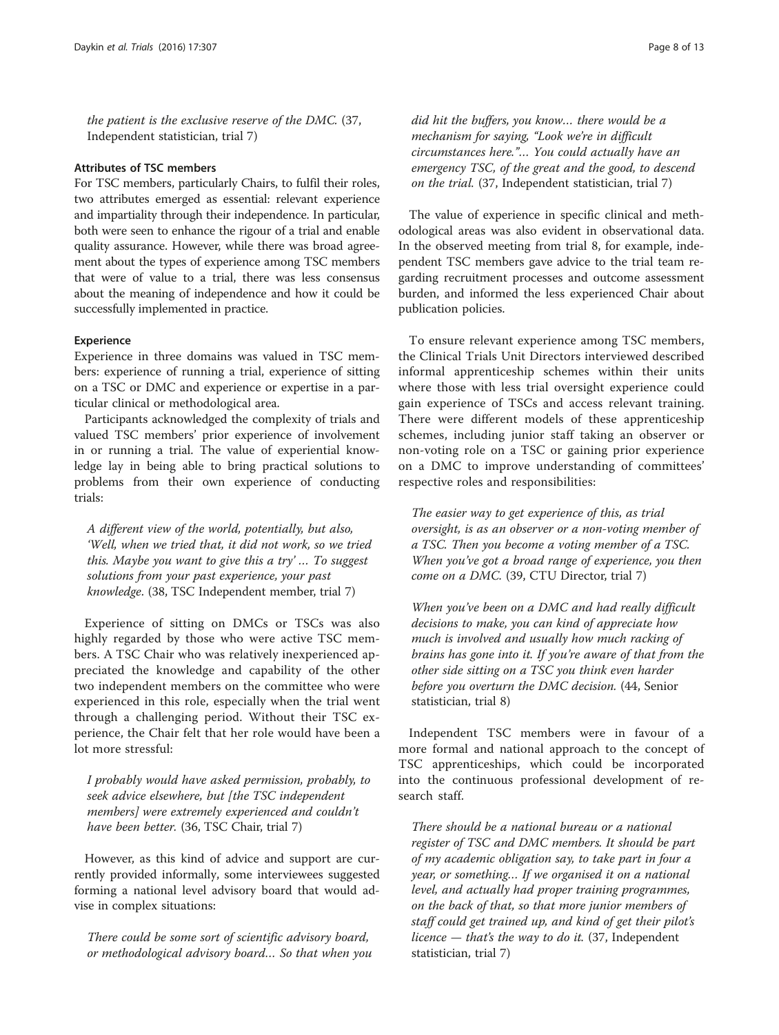*the patient is the exclusive reserve of the DMC.* (37, Independent statistician, trial 7)

### Attributes of TSC members

For TSC members, particularly Chairs, to fulfil their roles, two attributes emerged as essential: relevant experience and impartiality through their independence. In particular, both were seen to enhance the rigour of a trial and enable quality assurance. However, while there was broad agreement about the types of experience among TSC members that were of value to a trial, there was less consensus about the meaning of independence and how it could be successfully implemented in practice.

#### Experience

Experience in three domains was valued in TSC members: experience of running a trial, experience of sitting on a TSC or DMC and experience or expertise in a particular clinical or methodological area.

Participants acknowledged the complexity of trials and valued TSC members' prior experience of involvement in or running a trial. The value of experiential knowledge lay in being able to bring practical solutions to problems from their own experience of conducting trials:

> *A different view of the world, potentially, but also, 'Well, when we tried that, it did not work, so we tried this. Maybe you want to give this a try' … To suggest solutions from your past experience, your past knowledge.* (38, TSC Independent member, trial 7)

Experience of sitting on DMCs or TSCs was also highly regarded by those who were active TSC members. A TSC Chair who was relatively inexperienced appreciated the knowledge and capability of the other two independent members on the committee who were experienced in this role, especially when the trial went through a challenging period. Without their TSC experience, the Chair felt that her role would have been a lot more stressful:

> *I probably would have asked permission, probably, to seek advice elsewhere, but [the TSC independent members] were extremely experienced and couldn't have been better.* (36, TSC Chair, trial 7)

However, as this kind of advice and support are currently provided informally, some interviewees suggested forming a national level advisory board that would advise in complex situations:

> *There could be some sort of scientific advisory board, or methodological advisory board… So that when you did hit the buffers, you know… there would be a mechanism for saying, "Look we're in difficult circumstances here."… You could actually have an emergency TSC, of the great and the good, to descend on the trial.* (37, Independent statistician, trial 7)

The value of experience in specific clinical and methodological areas was also evident in observational data. In the observed meeting from trial 8, for example, independent TSC members gave advice to the trial team regarding recruitment processes and outcome assessment burden, and informed the less experienced Chair about publication policies.

To ensure relevant experience among TSC members, the Clinical Trials Unit Directors interviewed described informal apprenticeship schemes within their units where those with less trial oversight experience could gain experience of TSCs and access relevant training. There were different models of these apprenticeship schemes, including junior staff taking an observer or non-voting role on a TSC or gaining prior experience on a DMC to improve understanding of committees' respective roles and responsibilities:

> *The easier way to get experience of this, as trial oversight, is as an observer or a non-voting member of a TSC. Then you become a voting member of a TSC. When you've got a broad range of experience, you then come on a DMC.* (39, CTU Director, trial 7)

> *When you've been on a DMC and had really difficult decisions to make, you can kind of appreciate how much is involved and usually how much racking of brains has gone into it. If you're aware of that from the other side sitting on a TSC you think even harder before you overturn the DMC decision.* (44, Senior statistician, trial 8)

Independent TSC members were in favour of a more formal and national approach to the concept of TSC apprenticeships, which could be incorporated into the continuous professional development of research staff.

> *There should be a national bureau or a national register of TSC and DMC members. It should be part of my academic obligation say, to take part in four a year, or something… If we organised it on a national level, and actually had proper training programmes, on the back of that, so that more junior members of staff could get trained up, and kind of get their pilot's licence — that's the way to do it.* (37, Independent statistician, trial 7)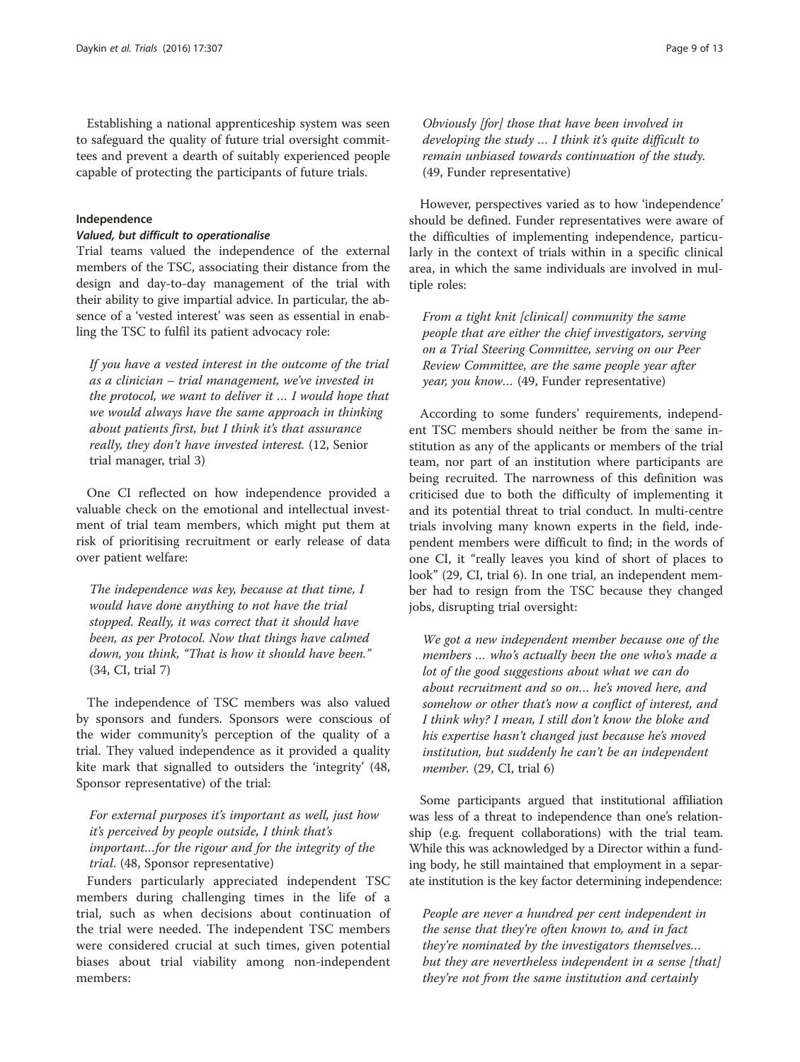Establishing a national apprenticeship system was seen to safeguard the quality of future trial oversight committees and prevent a dearth of suitably experienced people capable of protecting the participants of future trials.

### Independence

#### *Valued, but difficult to operationalise*

Trial teams valued the independence of the external members of the TSC, associating their distance from the design and day-to-day management of the trial with their ability to give impartial advice. In particular, the absence of a 'vested interest' was seen as essential in enabling the TSC to fulfil its patient advocacy role:

> *If you have a vested interest in the outcome of the trial as a clinician – trial management, we've invested in the protocol, we want to deliver it … I would hope that we would always have the same approach in thinking about patients first, but I think it's that assurance really, they don't have invested interest.* (12, Senior trial manager, trial 3)

One CI reflected on how independence provided a valuable check on the emotional and intellectual investment of trial team members, which might put them at risk of prioritising recruitment or early release of data over patient welfare:

> *The independence was key, because at that time, I would have done anything to not have the trial stopped. Really, it was correct that it should have been, as per Protocol. Now that things have calmed down, you think, "That is how it should have been."* (34, CI, trial 7)

The independence of TSC members was also valued by sponsors and funders. Sponsors were conscious of the wider community's perception of the quality of a trial. They valued independence as it provided a quality kite mark that signalled to outsiders the 'integrity' (48, Sponsor representative) of the trial:

> *For external purposes it's important as well, just how it's perceived by people outside, I think that's important…for the rigour and for the integrity of the trial.* (48, Sponsor representative)

Funders particularly appreciated independent TSC members during challenging times in the life of a trial, such as when decisions about continuation of the trial were needed. The independent TSC members were considered crucial at such times, given potential biases about trial viability among non-independent members:

> *Obviously [for] those that have been involved in developing the study … I think it's quite difficult to remain unbiased towards continuation of the study.* (49, Funder representative)

However, perspectives varied as to how 'independence' should be defined. Funder representatives were aware of the difficulties of implementing independence, particularly in the context of trials within in a specific clinical area, in which the same individuals are involved in multiple roles:

> *From a tight knit [clinical] community the same people that are either the chief investigators, serving on a Trial Steering Committee, serving on our Peer Review Committee, are the same people year after year, you know…* (49, Funder representative)

According to some funders' requirements, independent TSC members should neither be from the same institution as any of the applicants or members of the trial team, nor part of an institution where participants are being recruited. The narrowness of this definition was criticised due to both the difficulty of implementing it and its potential threat to trial conduct. In multi-centre trials involving many known experts in the field, independent members were difficult to find; in the words of one CI, it "really leaves you kind of short of places to look" (29, CI, trial 6). In one trial, an independent member had to resign from the TSC because they changed jobs, disrupting trial oversight:

> *We got a new independent member because one of the members … who's actually been the one who's made a lot of the good suggestions about what we can do about recruitment and so on… he's moved here, and somehow or other that's now a conflict of interest, and I think why? I mean, I still don't know the bloke and his expertise hasn't changed just because he's moved institution, but suddenly he can't be an independent member.* (29, CI, trial 6)

Some participants argued that institutional affiliation was less of a threat to independence than one's relationship (e.g. frequent collaborations) with the trial team. While this was acknowledged by a Director within a funding body, he still maintained that employment in a separate institution is the key factor determining independence:

> *People are never a hundred per cent independent in the sense that they're often known to, and in fact they're nominated by the investigators themselves… but they are nevertheless independent in a sense [that] they're not from the same institution and certainly*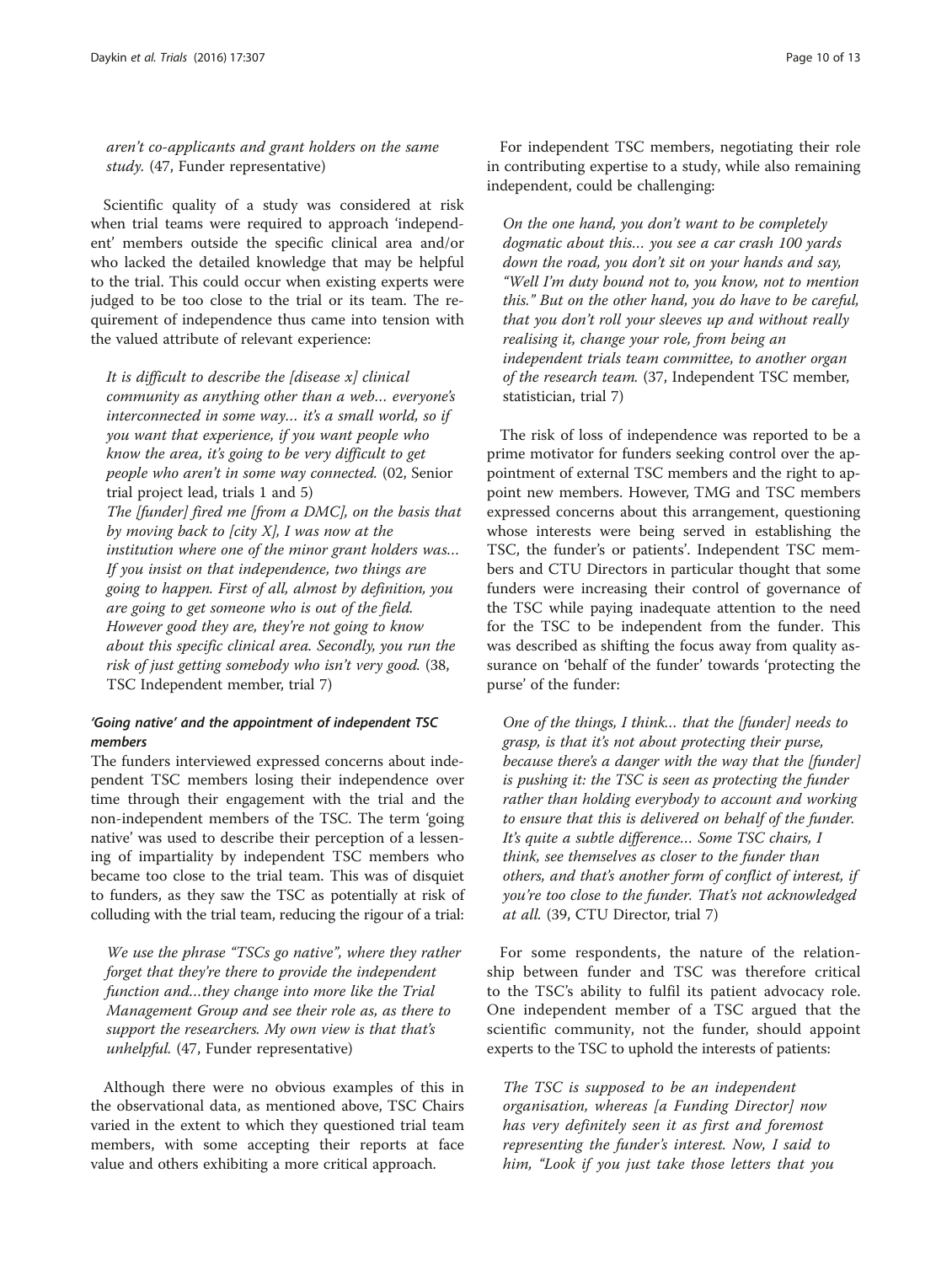*aren't co-applicants and grant holders on the same study.* (47, Funder representative)

Scientific quality of a study was considered at risk when trial teams were required to approach 'independent' members outside the specific clinical area and/or who lacked the detailed knowledge that may be helpful to the trial. This could occur when existing experts were judged to be too close to the trial or its team. The requirement of independence thus came into tension with the valued attribute of relevant experience:

> *It is difficult to describe the [disease x] clinical community as anything other than a web… everyone's interconnected in some way… it's a small world, so if you want that experience, if you want people who know the area, it's going to be very difficult to get people who aren't in some way connected.* (02, Senior trial project lead, trials 1 and 5)
>
> *The [funder] fired me [from a DMC], on the basis that by moving back to [city X], I was now at the institution where one of the minor grant holders was… If you insist on that independence, two things are going to happen. First of all, almost by definition, you are going to get someone who is out of the field. However good they are, they're not going to know about this specific clinical area. Secondly, you run the risk of just getting somebody who isn't very good.* (38, TSC Independent member, trial 7)

#### *'Going native' and the appointment of independent TSC members*

The funders interviewed expressed concerns about independent TSC members losing their independence over time through their engagement with the trial and the non-independent members of the TSC. The term 'going native' was used to describe their perception of a lessening of impartiality by independent TSC members who became too close to the trial team. This was of disquiet to funders, as they saw the TSC as potentially at risk of colluding with the trial team, reducing the rigour of a trial:

> *We use the phrase "TSCs go native", where they rather forget that they're there to provide the independent function and…they change into more like the Trial Management Group and see their role as, as there to support the researchers. My own view is that that's unhelpful.* (47, Funder representative)

Although there were no obvious examples of this in the observational data, as mentioned above, TSC Chairs varied in the extent to which they questioned trial team members, with some accepting their reports at face value and others exhibiting a more critical approach.

For independent TSC members, negotiating their role in contributing expertise to a study, while also remaining independent, could be challenging:

> *On the one hand, you don't want to be completely dogmatic about this… you see a car crash 100 yards down the road, you don't sit on your hands and say, "Well I'm duty bound not to, you know, not to mention this." But on the other hand, you do have to be careful, that you don't roll your sleeves up and without really realising it, change your role, from being an independent trials team committee, to another organ of the research team.* (37, Independent TSC member, statistician, trial 7)

The risk of loss of independence was reported to be a prime motivator for funders seeking control over the appointment of external TSC members and the right to appoint new members. However, TMG and TSC members expressed concerns about this arrangement, questioning whose interests were being served in establishing the TSC, the funder's or patients'. Independent TSC members and CTU Directors in particular thought that some funders were increasing their control of governance of the TSC while paying inadequate attention to the need for the TSC to be independent from the funder. This was described as shifting the focus away from quality assurance on 'behalf of the funder' towards 'protecting the purse' of the funder:

> *One of the things, I think… that the [funder] needs to grasp, is that it's not about protecting their purse, because there's a danger with the way that the [funder] is pushing it: the TSC is seen as protecting the funder rather than holding everybody to account and working to ensure that this is delivered on behalf of the funder. It's quite a subtle difference… Some TSC chairs, I think, see themselves as closer to the funder than others, and that's another form of conflict of interest, if you're too close to the funder. That's not acknowledged at all.* (39, CTU Director, trial 7)

For some respondents, the nature of the relationship between funder and TSC was therefore critical to the TSC's ability to fulfil its patient advocacy role. One independent member of a TSC argued that the scientific community, not the funder, should appoint experts to the TSC to uphold the interests of patients:

> *The TSC is supposed to be an independent organisation, whereas [a Funding Director] now has very definitely seen it as first and foremost representing the funder's interest. Now, I said to him, "Look if you just take those letters that you*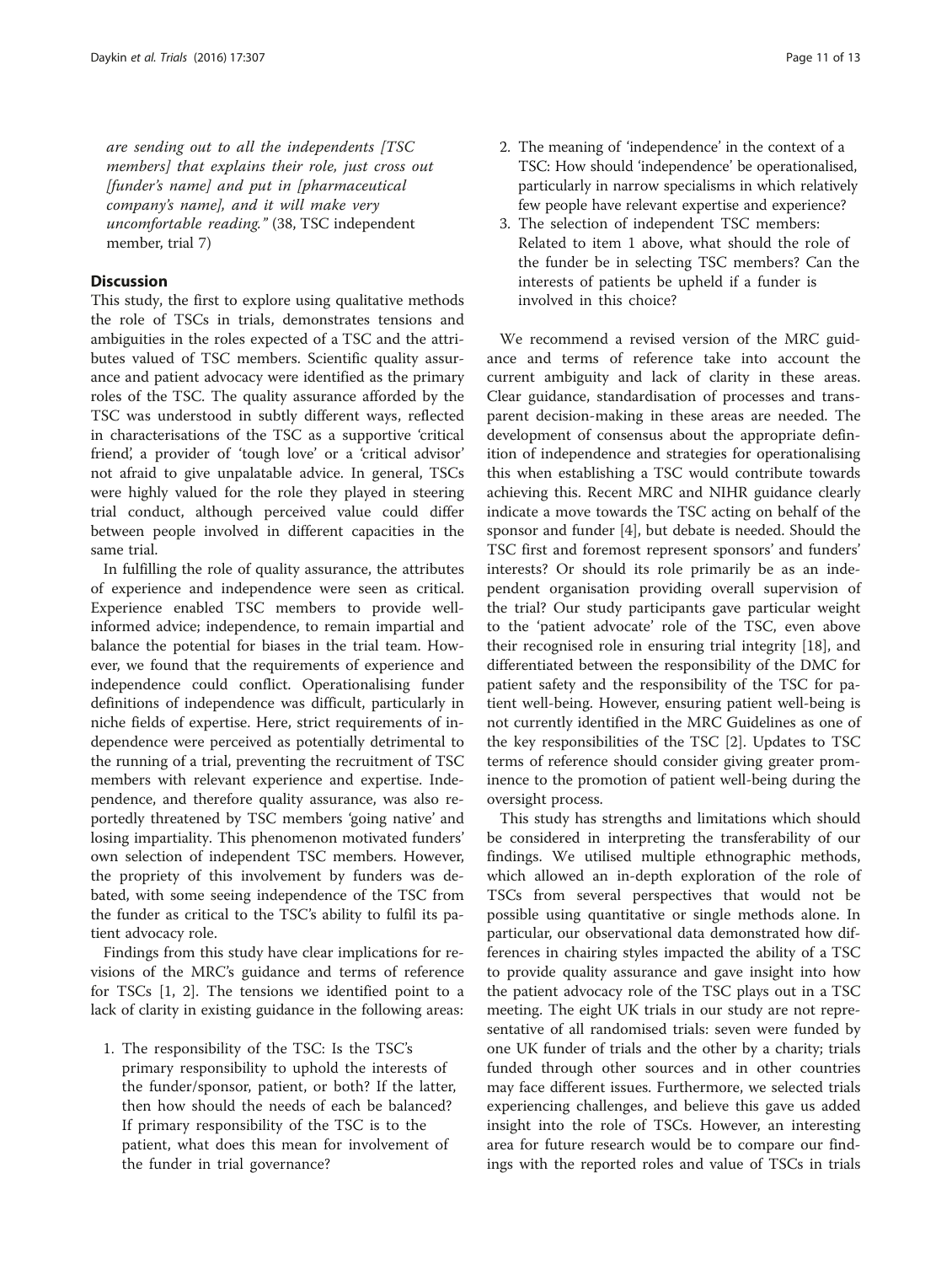*are sending out to all the independents [TSC members] that explains their role, just cross out [funder's name] and put in [pharmaceutical company's name], and it will make very uncomfortable reading."* (38, TSC independent member, trial 7)

## Discussion

This study, the first to explore using qualitative methods the role of TSCs in trials, demonstrates tensions and ambiguities in the roles expected of a TSC and the attributes valued of TSC members. Scientific quality assurance and patient advocacy were identified as the primary roles of the TSC. The quality assurance afforded by the TSC was understood in subtly different ways, reflected in characterisations of the TSC as a supportive 'critical friend', a provider of 'tough love' or a 'critical advisor' not afraid to give unpalatable advice. In general, TSCs were highly valued for the role they played in steering trial conduct, although perceived value could differ between people involved in different capacities in the same trial.

In fulfilling the role of quality assurance, the attributes of experience and independence were seen as critical. Experience enabled TSC members to provide well-informed advice; independence, to remain impartial and balance the potential for biases in the trial team. However, we found that the requirements of experience and independence could conflict. Operationalising funder definitions of independence was difficult, particularly in niche fields of expertise. Here, strict requirements of independence were perceived as potentially detrimental to the running of a trial, preventing the recruitment of TSC members with relevant experience and expertise. Independence, and therefore quality assurance, was also reportedly threatened by TSC members 'going native' and losing impartiality. This phenomenon motivated funders' own selection of independent TSC members. However, the propriety of this involvement by funders was debated, with some seeing independence of the TSC from the funder as critical to the TSC's ability to fulfil its patient advocacy role.

Findings from this study have clear implications for revisions of the MRC's guidance and terms of reference for TSCs [1, 2]. The tensions we identified point to a lack of clarity in existing guidance in the following areas:

1. The responsibility of the TSC: Is the TSC's primary responsibility to uphold the interests of the funder/sponsor, patient, or both? If the latter, then how should the needs of each be balanced? If primary responsibility of the TSC is to the patient, what does this mean for involvement of the funder in trial governance?
2. The meaning of 'independence' in the context of a TSC: How should 'independence' be operationalised, particularly in narrow specialisms in which relatively few people have relevant expertise and experience?
3. The selection of independent TSC members: Related to item 1 above, what should the role of the funder be in selecting TSC members? Can the interests of patients be upheld if a funder is involved in this choice?

We recommend a revised version of the MRC guidance and terms of reference take into account the current ambiguity and lack of clarity in these areas. Clear guidance, standardisation of processes and transparent decision-making in these areas are needed. The development of consensus about the appropriate definition of independence and strategies for operationalising this when establishing a TSC would contribute towards achieving this. Recent MRC and NIHR guidance clearly indicate a move towards the TSC acting on behalf of the sponsor and funder [4], but debate is needed. Should the TSC first and foremost represent sponsors' and funders' interests? Or should its role primarily be as an independent organisation providing overall supervision of the trial? Our study participants gave particular weight to the 'patient advocate' role of the TSC, even above their recognised role in ensuring trial integrity [18], and differentiated between the responsibility of the DMC for patient safety and the responsibility of the TSC for patient well-being. However, ensuring patient well-being is not currently identified in the MRC Guidelines as one of the key responsibilities of the TSC [2]. Updates to TSC terms of reference should consider giving greater prominence to the promotion of patient well-being during the oversight process.

This study has strengths and limitations which should be considered in interpreting the transferability of our findings. We utilised multiple ethnographic methods, which allowed an in-depth exploration of the role of TSCs from several perspectives that would not be possible using quantitative or single methods alone. In particular, our observational data demonstrated how differences in chairing styles impacted the ability of a TSC to provide quality assurance and gave insight into how the patient advocacy role of the TSC plays out in a TSC meeting. The eight UK trials in our study are not representative of all randomised trials: seven were funded by one UK funder of trials and the other by a charity; trials funded through other sources and in other countries may face different issues. Furthermore, we selected trials experiencing challenges, and believe this gave us added insight into the role of TSCs. However, an interesting area for future research would be to compare our findings with the reported roles and value of TSCs in trials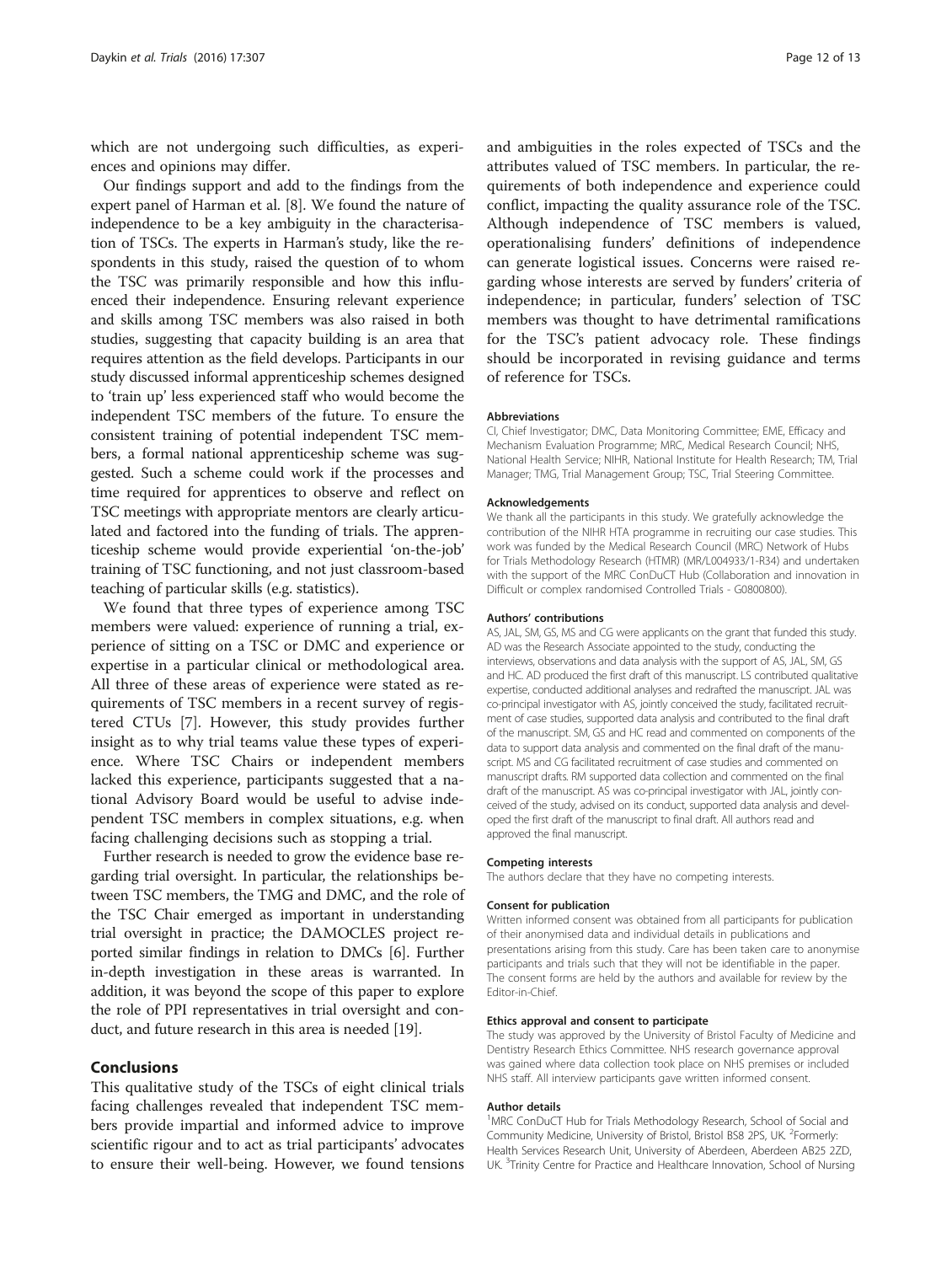which are not undergoing such difficulties, as experiences and opinions may differ.

Our findings support and add to the findings from the expert panel of Harman et al. [8]. We found the nature of independence to be a key ambiguity in the characterisation of TSCs. The experts in Harman's study, like the respondents in this study, raised the question of to whom the TSC was primarily responsible and how this influenced their independence. Ensuring relevant experience and skills among TSC members was also raised in both studies, suggesting that capacity building is an area that requires attention as the field develops. Participants in our study discussed informal apprenticeship schemes designed to 'train up' less experienced staff who would become the independent TSC members of the future. To ensure the consistent training of potential independent TSC members, a formal national apprenticeship scheme was suggested. Such a scheme could work if the processes and time required for apprentices to observe and reflect on TSC meetings with appropriate mentors are clearly articulated and factored into the funding of trials. The apprenticeship scheme would provide experiential 'on-the-job' training of TSC functioning, and not just classroom-based teaching of particular skills (e.g. statistics).

We found that three types of experience among TSC members were valued: experience of running a trial, experience of sitting on a TSC or DMC and experience or expertise in a particular clinical or methodological area. All three of these areas of experience were stated as requirements of TSC members in a recent survey of registered CTUs [7]. However, this study provides further insight as to why trial teams value these types of experience. Where TSC Chairs or independent members lacked this experience, participants suggested that a national Advisory Board would be useful to advise independent TSC members in complex situations, e.g. when facing challenging decisions such as stopping a trial.

Further research is needed to grow the evidence base regarding trial oversight. In particular, the relationships between TSC members, the TMG and DMC, and the role of the TSC Chair emerged as important in understanding trial oversight in practice; the DAMOCLES project reported similar findings in relation to DMCs [6]. Further in-depth investigation in these areas is warranted. In addition, it was beyond the scope of this paper to explore the role of PPI representatives in trial oversight and conduct, and future research in this area is needed [19].

## Conclusions

This qualitative study of the TSCs of eight clinical trials facing challenges revealed that independent TSC members provide impartial and informed advice to improve scientific rigour and to act as trial participants' advocates to ensure their well-being. However, we found tensions and ambiguities in the roles expected of TSCs and the attributes valued of TSC members. In particular, the requirements of both independence and experience could conflict, impacting the quality assurance role of the TSC. Although independence of TSC members is valued, operationalising funders' definitions of independence can generate logistical issues. Concerns were raised regarding whose interests are served by funders' criteria of independence; in particular, funders' selection of TSC members was thought to have detrimental ramifications for the TSC's patient advocacy role. These findings should be incorporated in revising guidance and terms of reference for TSCs.

#### Abbreviations

CI, Chief Investigator; DMC, Data Monitoring Committee; EME, Efficacy and Mechanism Evaluation Programme; MRC, Medical Research Council; NHS, National Health Service; NIHR, National Institute for Health Research; TM, Trial Manager; TMG, Trial Management Group; TSC, Trial Steering Committee.

#### Acknowledgements

We thank all the participants in this study. We gratefully acknowledge the contribution of the NIHR HTA programme in recruiting our case studies. This work was funded by the Medical Research Council (MRC) Network of Hubs for Trials Methodology Research (HTMR) (MR/L004933/1-R34) and undertaken with the support of the MRC ConDuCT Hub (Collaboration and innovation in Difficult or complex randomised Controlled Trials - G0800800).

#### Authors' contributions

AS, JAL, SM, GS, MS and CG were applicants on the grant that funded this study. AD was the Research Associate appointed to the study, conducting the interviews, observations and data analysis with the support of AS, JAL, SM, GS and HC. AD produced the first draft of this manuscript. LS contributed qualitative expertise, conducted additional analyses and redrafted the manuscript. JAL was co-principal investigator with AS, jointly conceived the study, facilitated recruitment of case studies, supported data analysis and contributed to the final draft of the manuscript. SM, GS and HC read and commented on components of the data to support data analysis and commented on the final draft of the manuscript. MS and CG facilitated recruitment of case studies and commented on manuscript drafts. RM supported data collection and commented on the final draft of the manuscript. AS was co-principal investigator with JAL, jointly conceived of the study, advised on its conduct, supported data analysis and developed the first draft of the manuscript to final draft. All authors read and approved the final manuscript.

#### Competing interests

The authors declare that they have no competing interests.

#### Consent for publication

Written informed consent was obtained from all participants for publication of their anonymised data and individual details in publications and presentations arising from this study. Care has been taken care to anonymise participants and trials such that they will not be identifiable in the paper. The consent forms are held by the authors and available for review by the Editor-in-Chief.

#### Ethics approval and consent to participate

The study was approved by the University of Bristol Faculty of Medicine and Dentistry Research Ethics Committee. NHS research governance approval was gained where data collection took place on NHS premises or included NHS staff. All interview participants gave written informed consent.

#### Author details

[1]MRC ConDuCT Hub for Trials Methodology Research, School of Social and Community Medicine, University of Bristol, Bristol BS8 2PS, UK. [2]Formerly: Health Services Research Unit, University of Aberdeen, Aberdeen AB25 2ZD, UK. [3]Trinity Centre for Practice and Healthcare Innovation, School of Nursing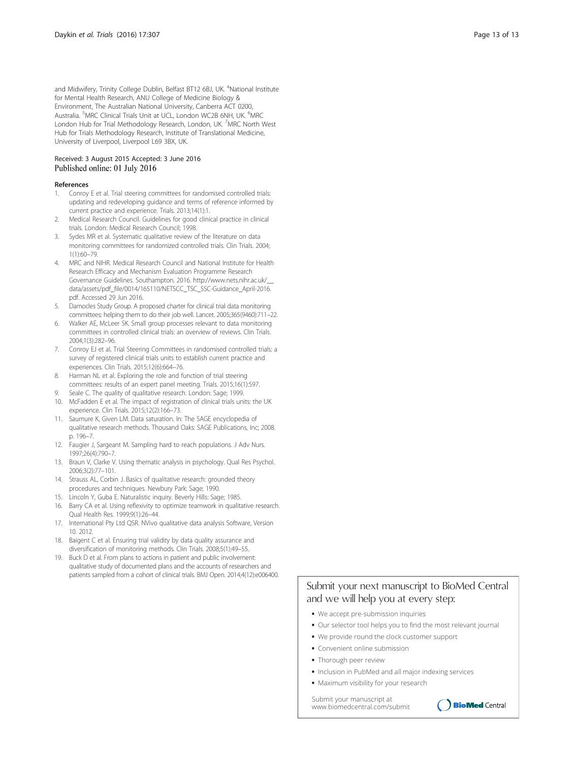and Midwifery, Trinity College Dublin, Belfast BT12 6BJ, UK. [4]National Institute for Mental Health Research, ANU College of Medicine Biology & Environment, The Australian National University, Canberra ACT 0200, Australia. [5]MRC Clinical Trials Unit at UCL, London WC2B 6NH, UK. [6]MRC London Hub for Trial Methodology Research, London, UK. [7]MRC North West Hub for Trials Methodology Research, Institute of Translational Medicine, University of Liverpool, Liverpool L69 3BX, UK.

Received: 3 August 2015 Accepted: 3 June 2016
Published online: 01 July 2016

## References

1. Conroy E et al. Trial steering committees for randomised controlled trials: updating and redeveloping guidance and terms of reference informed by current practice and experience. Trials. 2013;14(1):1.
2. Medical Research Council. Guidelines for good clinical practice in clinical trials. London: Medical Research Council; 1998.
3. Sydes MR et al. Systematic qualitative review of the literature on data monitoring committees for randomized controlled trials. Clin Trials. 2004; 1(1):60–79.
4. MRC and NIHR. Medical Research Council and National Institute for Health Research Efficacy and Mechanism Evaluation Programme Research Governance Guidelines. Southampton. 2016. http://www.nets.nihr.ac.uk/__data/assets/pdf_file/0014/165110/NETSCC_TSC_SSC-Guidance_April-2016.pdf. Accessed 29 Jun 2016.
5. Damocles Study Group. A proposed charter for clinical trial data monitoring committees: helping them to do their job well. Lancet. 2005;365(9460):711–22.
6. Walker AE, McLeer SK. Small group processes relevant to data monitoring committees in controlled clinical trials: an overview of reviews. Clin Trials. 2004;1(3):282–96.
7. Conroy EJ et al. Trial Steering Committees in randomised controlled trials: a survey of registered clinical trials units to establish current practice and experiences. Clin Trials. 2015;12(6):664–76.
8. Harman NL et al. Exploring the role and function of trial steering committees: results of an expert panel meeting. Trials. 2015;16(1):597.
9. Seale C. The quality of qualitative research. London: Sage; 1999.
10. McFadden E et al. The impact of registration of clinical trials units: the UK experience. Clin Trials. 2015;12(2):166–73.
11. Saumure K, Given LM. Data saturation. In: The SAGE encyclopedia of qualitative research methods. Thousand Oaks: SAGE Publications, Inc; 2008. p. 196–7.
12. Faugier J, Sargeant M. Sampling hard to reach populations. J Adv Nurs. 1997;26(4):790–7.
13. Braun V, Clarke V. Using thematic analysis in psychology. Qual Res Psychol. 2006;3(2):77–101.
14. Strauss AL, Corbin J. Basics of qualitative research: grounded theory procedures and techniques. Newbury Park: Sage; 1990.
15. Lincoln Y, Guba E. Naturalistic inquiry. Beverly Hills: Sage; 1985.
16. Barry CA et al. Using reflexivity to optimize teamwork in qualitative research. Qual Health Res. 1999;9(1):26–44.
17. International Pty Ltd QSR. NVivo qualitative data analysis Software, Version 10. 2012.
18. Baigent C et al. Ensuring trial validity by data quality assurance and diversification of monitoring methods. Clin Trials. 2008;5(1):49–55.
19. Buck D et al. From plans to actions in patient and public involvement: qualitative study of documented plans and the accounts of researchers and patients sampled from a cohort of clinical trials. BMJ Open. 2014;4(12):e006400.

Submit your next manuscript to BioMed Central and we will help you at every step:

- We accept pre-submission inquiries
- Our selector tool helps you to find the most relevant journal
- We provide round the clock customer support
- Convenient online submission
- Thorough peer review
- Inclusion in PubMed and all major indexing services
- Maximum visibility for your research

Submit your manuscript at
www.biomedcentral.com/submit

BioMed Central